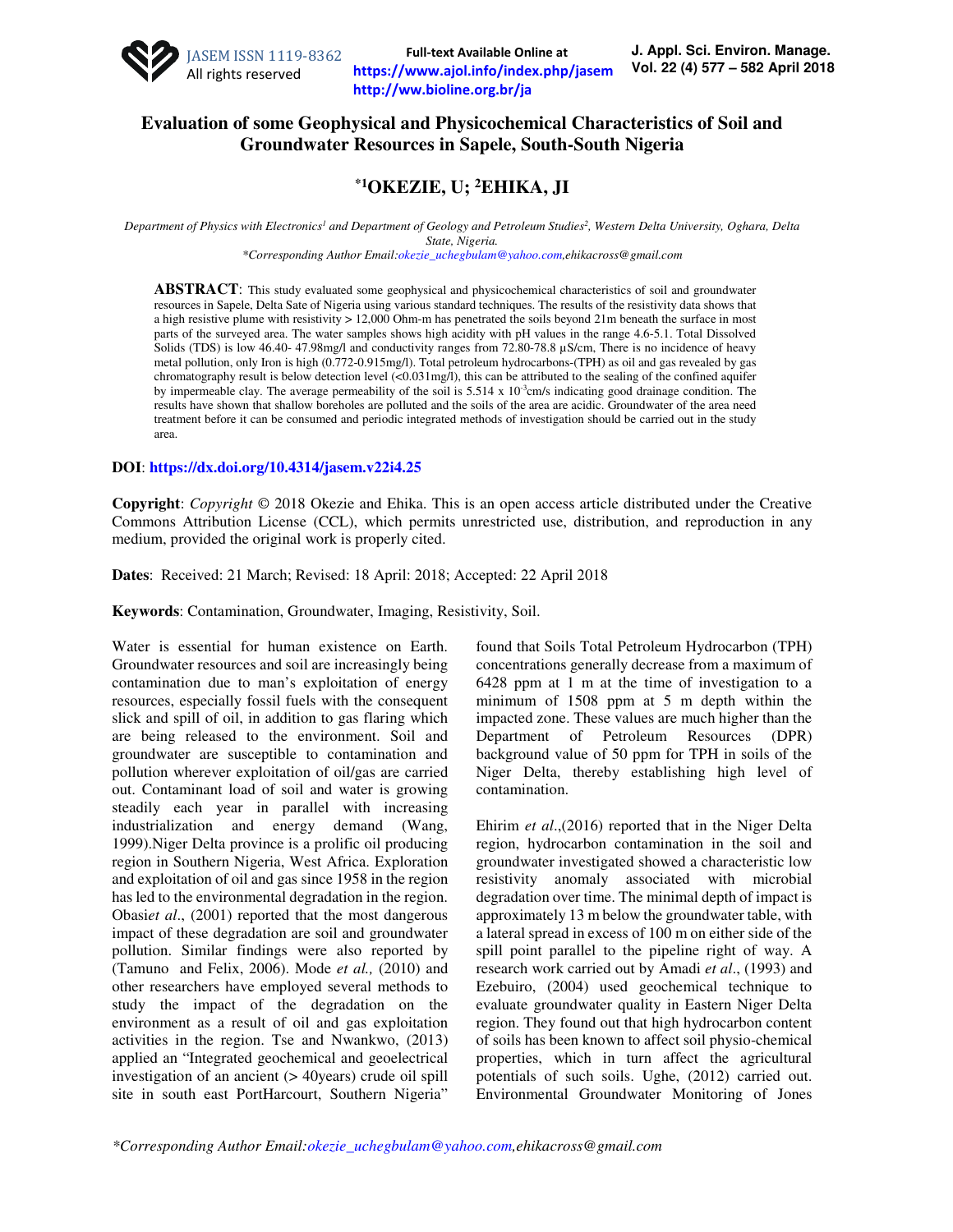# Evaluation of some Geophysical and Physicochemical Characteristics of Soil and Groundwater Resources in Sapele, South-South Nigeria

## *[1]OKEZIE, U; [2]EHIKA, JI

*Department of Physics with Electronics[1] and Department of Geology and Petroleum Studies[2], Western Delta University, Oghara, Delta State, Nigeria.*
*\*Corresponding Author Email:okezie_uchegbulam@yahoo.com,ehikacross@gmail.com*

**ABSTRACT**: This study evaluated some geophysical and physicochemical characteristics of soil and groundwater resources in Sapele, Delta Sate of Nigeria using various standard techniques. The results of the resistivity data shows that a high resistive plume with resistivity > 12,000 Ohm-m has penetrated the soils beyond 21m beneath the surface in most parts of the surveyed area. The water samples shows high acidity with pH values in the range 4.6-5.1. Total Dissolved Solids (TDS) is low 46.40- 47.98mg/l and conductivity ranges from 72.80-78.8 µS/cm, There is no incidence of heavy metal pollution, only Iron is high (0.772-0.915mg/l). Total petroleum hydrocarbons-(TPH) as oil and gas revealed by gas chromatography result is below detection level (<0.031mg/l), this can be attributed to the sealing of the confined aquifer by impermeable clay. The average permeability of the soil is 5.514 x $10^{-3}$cm/s indicating good drainage condition. The results have shown that shallow boreholes are polluted and the soils of the area are acidic. Groundwater of the area need treatment before it can be consumed and periodic integrated methods of investigation should be carried out in the study area.

**DOI**: https://dx.doi.org/10.4314/jasem.v22i4.25

**Copyright**: *Copyright* © 2018 Okezie and Ehika. This is an open access article distributed under the Creative Commons Attribution License (CCL), which permits unrestricted use, distribution, and reproduction in any medium, provided the original work is properly cited.

**Dates**: Received: 21 March; Revised: 18 April: 2018; Accepted: 22 April 2018

**Keywords**: Contamination, Groundwater, Imaging, Resistivity, Soil.

Water is essential for human existence on Earth. Groundwater resources and soil are increasingly being contamination due to man's exploitation of energy resources, especially fossil fuels with the consequent slick and spill of oil, in addition to gas flaring which are being released to the environment. Soil and groundwater are susceptible to contamination and pollution wherever exploitation of oil/gas are carried out. Contaminant load of soil and water is growing steadily each year in parallel with increasing industrialization and energy demand (Wang, 1999).Niger Delta province is a prolific oil producing region in Southern Nigeria, West Africa. Exploration and exploitation of oil and gas since 1958 in the region has led to the environmental degradation in the region. Obasi*et al*., (2001) reported that the most dangerous impact of these degradation are soil and groundwater pollution. Similar findings were also reported by (Tamuno and Felix, 2006). Mode *et al.,* (2010) and other researchers have employed several methods to study the impact of the degradation on the environment as a result of oil and gas exploitation activities in the region. Tse and Nwankwo, (2013) applied an "Integrated geochemical and geoelectrical investigation of an ancient (> 40years) crude oil spill site in south east PortHarcourt, Southern Nigeria" found that Soils Total Petroleum Hydrocarbon (TPH) concentrations generally decrease from a maximum of 6428 ppm at 1 m at the time of investigation to a minimum of 1508 ppm at 5 m depth within the impacted zone. These values are much higher than the Department of Petroleum Resources (DPR) background value of 50 ppm for TPH in soils of the Niger Delta, thereby establishing high level of contamination.

Ehirim *et al*.,(2016) reported that in the Niger Delta region, hydrocarbon contamination in the soil and groundwater investigated showed a characteristic low resistivity anomaly associated with microbial degradation over time. The minimal depth of impact is approximately 13 m below the groundwater table, with a lateral spread in excess of 100 m on either side of the spill point parallel to the pipeline right of way. A research work carried out by Amadi *et al*., (1993) and Ezebuiro, (2004) used geochemical technique to evaluate groundwater quality in Eastern Niger Delta region. They found out that high hydrocarbon content of soils has been known to affect soil physio-chemical properties, which in turn affect the agricultural potentials of such soils. Ughe, (2012) carried out. Environmental Groundwater Monitoring of Jones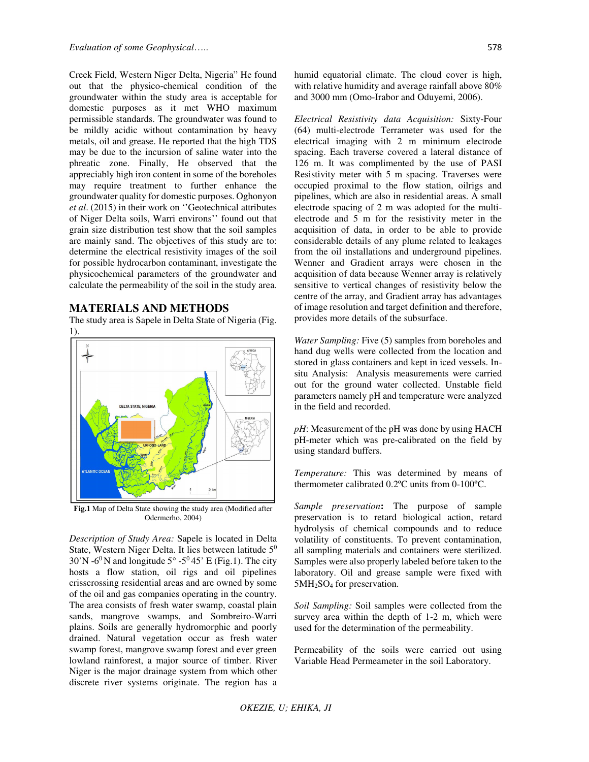Creek Field, Western Niger Delta, Nigeria" He found out that the physico-chemical condition of the groundwater within the study area is acceptable for domestic purposes as it met WHO maximum permissible standards. The groundwater was found to be mildly acidic without contamination by heavy metals, oil and grease. He reported that the high TDS may be due to the incursion of saline water into the phreatic zone. Finally, He observed that the appreciably high iron content in some of the boreholes may require treatment to further enhance the groundwater quality for domestic purposes. Oghonyon *et al*. (2015) in their work on ''Geotechnical attributes of Niger Delta soils, Warri environs'' found out that grain size distribution test show that the soil samples are mainly sand. The objectives of this study are to: determine the electrical resistivity images of the soil for possible hydrocarbon contaminant, investigate the physicochemical parameters of the groundwater and calculate the permeability of the soil in the study area.

## MATERIALS AND METHODS

The study area is Sapele in Delta State of Nigeria (Fig. 1).

**Fig.1** Map of Delta State showing the study area (Modified after Odermerho, 2004)

*Description of Study Area:* Sapele is located in Delta State, Western Niger Delta. It lies between latitude $5^0$ 30'N -$6^0$ N and longitude 5° -$5^0$ 45' E (Fig.1). The city hosts a flow station, oil rigs and oil pipelines crisscrossing residential areas and are owned by some of the oil and gas companies operating in the country. The area consists of fresh water swamp, coastal plain sands, mangrove swamps, and Sombreiro-Warri plains. Soils are generally hydromorphic and poorly drained. Natural vegetation occur as fresh water swamp forest, mangrove swamp forest and ever green lowland rainforest, a major source of timber. River Niger is the major drainage system from which other discrete river systems originate. The region has a humid equatorial climate. The cloud cover is high, with relative humidity and average rainfall above 80% and 3000 mm (Omo-Irabor and Oduyemi, 2006).

*Electrical Resistivity data Acquisition:* Sixty-Four (64) multi-electrode Terrameter was used for the electrical imaging with 2 m minimum electrode spacing. Each traverse covered a lateral distance of 126 m. It was complimented by the use of PASI Resistivity meter with 5 m spacing. Traverses were occupied proximal to the flow station, oilrigs and pipelines, which are also in residential areas. A small electrode spacing of 2 m was adopted for the multi-electrode and 5 m for the resistivity meter in the acquisition of data, in order to be able to provide considerable details of any plume related to leakages from the oil installations and underground pipelines. Wenner and Gradient arrays were chosen in the acquisition of data because Wenner array is relatively sensitive to vertical changes of resistivity below the centre of the array, and Gradient array has advantages of image resolution and target definition and therefore, provides more details of the subsurface.

*Water Sampling:* Five (5) samples from boreholes and hand dug wells were collected from the location and stored in glass containers and kept in iced vessels. In-situ Analysis: Analysis measurements were carried out for the ground water collected. Unstable field parameters namely pH and temperature were analyzed in the field and recorded.

*pH*: Measurement of the pH was done by using HACH pH-meter which was pre-calibrated on the field by using standard buffers.

*Temperature:* This was determined by means of thermometer calibrated 0.2ºC units from 0-100ºC.

*Sample preservation***:** The purpose of sample preservation is to retard biological action, retard hydrolysis of chemical compounds and to reduce volatility of constituents. To prevent contamination, all sampling materials and containers were sterilized. Samples were also properly labeled before taken to the laboratory. Oil and grease sample were fixed with $5MH_2SO_4$ for preservation.

*Soil Sampling:* Soil samples were collected from the survey area within the depth of 1-2 m, which were used for the determination of the permeability.

Permeability of the soils were carried out using Variable Head Permeameter in the soil Laboratory.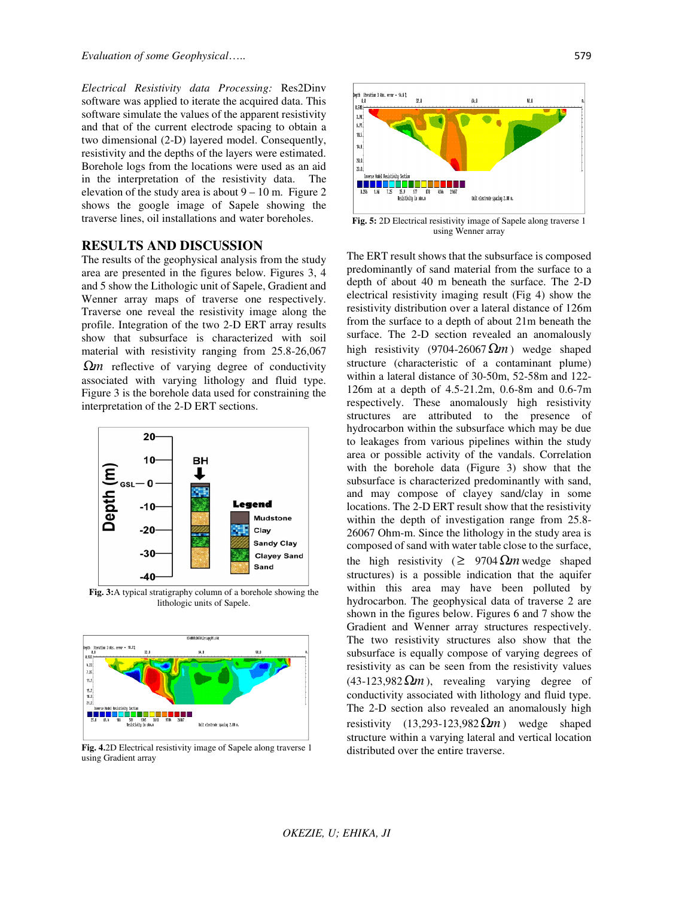*Electrical Resistivity data Processing:* Res2Dinv software was applied to iterate the acquired data. This software simulate the values of the apparent resistivity and that of the current electrode spacing to obtain a two dimensional (2-D) layered model. Consequently, resistivity and the depths of the layers were estimated. Borehole logs from the locations were used as an aid in the interpretation of the resistivity data. The elevation of the study area is about 9 – 10 m. Figure 2 shows the google image of Sapele showing the traverse lines, oil installations and water boreholes.

## RESULTS AND DISCUSSION

The results of the geophysical analysis from the study area are presented in the figures below. Figures 3, 4 and 5 show the Lithologic unit of Sapele, Gradient and Wenner array maps of traverse one respectively. Traverse one reveal the resistivity image along the profile. Integration of the two 2-D ERT array results show that subsurface is characterized with soil material with resistivity ranging from 25.8-26,067 $\Omega m$ reflective of varying degree of conductivity associated with varying lithology and fluid type. Figure 3 is the borehole data used for constraining the interpretation of the 2-D ERT sections.

**Fig. 3:** A typical stratigraphy column of a borehole showing the lithologic units of Sapele.

**Fig. 4.** 2D Electrical resistivity image of Sapele along traverse 1 using Gradient array

**Fig. 5:** 2D Electrical resistivity image of Sapele along traverse 1 using Wenner array

The ERT result shows that the subsurface is composed predominantly of sand material from the surface to a depth of about 40 m beneath the surface. The 2-D electrical resistivity imaging result (Fig 4) show the resistivity distribution over a lateral distance of 126m from the surface to a depth of about 21m beneath the surface. The 2-D section revealed an anomalously high resistivity (9704-26067 $\Omega m$) wedge shaped structure (characteristic of a contaminant plume) within a lateral distance of 30-50m, 52-58m and 122-126m at a depth of 4.5-21.2m, 0.6-8m and 0.6-7m respectively. These anomalously high resistivity structures are attributed to the presence of hydrocarbon within the subsurface which may be due to leakages from various pipelines within the study area or possible activity of the vandals. Correlation with the borehole data (Figure 3) show that the subsurface is characterized predominantly with sand, and may compose of clayey sand/clay in some locations. The 2-D ERT result show that the resistivity within the depth of investigation range from 25.8-26067 Ohm-m. Since the lithology in the study area is composed of sand with water table close to the surface, the high resistivity ($\geq$ 9704 $\Omega m$ wedge shaped structures) is a possible indication that the aquifer within this area may have been polluted by hydrocarbon. The geophysical data of traverse 2 are shown in the figures below. Figures 6 and 7 show the Gradient and Wenner array structures respectively. The two resistivity structures also show that the subsurface is equally compose of varying degrees of resistivity as can be seen from the resistivity values (43-123,982 $\Omega m$), revealing varying degree of conductivity associated with lithology and fluid type. The 2-D section also revealed an anomalously high resistivity (13,293-123,982 $\Omega m$) wedge shaped structure within a varying lateral and vertical location distributed over the entire traverse.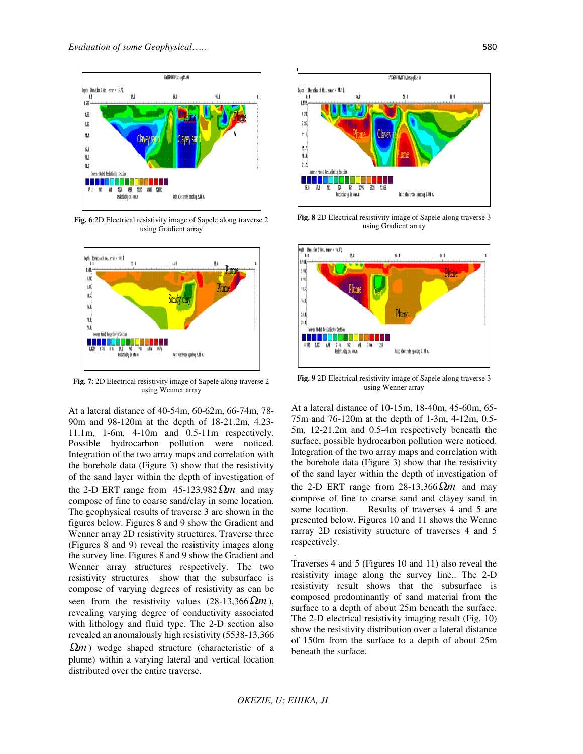Fig. 6:2D Electrical resistivity image of Sapele along traverse 2 using Gradient array

Fig. 7: 2D Electrical resistivity image of Sapele along traverse 2 using Wenner array

At a lateral distance of 40-54m, 60-62m, 66-74m, 78-90m and 98-120m at the depth of 18-21.2m, 4.23-11.1m, 1-6m, 4-10m and 0.5-11m respectively. Possible hydrocarbon pollution were noticed. Integration of the two array maps and correlation with the borehole data (Figure 3) show that the resistivity of the sand layer within the depth of investigation of the 2-D ERT range from 45-123,982 $\Omega m$ and may compose of fine to coarse sand/clay in some location. The geophysical results of traverse 3 are shown in the figures below. Figures 8 and 9 show the Gradient and Wenner array 2D resistivity structures. Traverse three (Figures 8 and 9) reveal the resistivity images along the survey line. Figures 8 and 9 show the Gradient and Wenner array structures respectively. The two resistivity structures show that the subsurface is compose of varying degrees of resistivity as can be seen from the resistivity values (28-13,366 $\Omega m$), revealing varying degree of conductivity associated with lithology and fluid type. The 2-D section also revealed an anomalously high resistivity (5538-13,366 $\Omega m$) wedge shaped structure (characteristic of a plume) within a varying lateral and vertical location distributed over the entire traverse.

**Fig. 8** 2D Electrical resistivity image of Sapele along traverse 3 using Gradient array

**Fig. 9** 2D Electrical resistivity image of Sapele along traverse 3 using Wenner array

At a lateral distance of 10-15m, 18-40m, 45-60m, 65-75m and 76-120m at the depth of 1-3m, 4-12m, 0.5-5m, 12-21.2m and 0.5-4m respectively beneath the surface, possible hydrocarbon pollution were noticed. Integration of the two array maps and correlation with the borehole data (Figure 3) show that the resistivity of the sand layer within the depth of investigation of the 2-D ERT range from 28-13,366 $\Omega m$ and may compose of fine to coarse sand and clayey sand in some location. Results of traverses 4 and 5 are presented below. Figures 10 and 11 shows the Wenne rarray 2D resistivity structure of traverses 4 and 5 respectively.

Traverses 4 and 5 (Figures 10 and 11) also reveal the resistivity image along the survey line.. The 2-D resistivity result shows that the subsurface is composed predominantly of sand material from the surface to a depth of about 25m beneath the surface. The 2-D electrical resistivity imaging result (Fig. 10) show the resistivity distribution over a lateral distance of 150m from the surface to a depth of about 25m beneath the surface.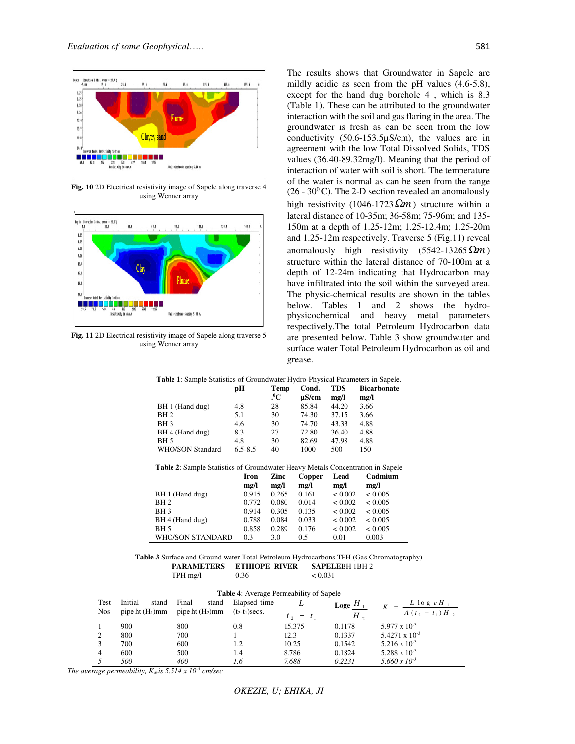Fig. 10 2D Electrical resistivity image of Sapele along traverse 4 using Wenner array

Fig. 11 2D Electrical resistivity image of Sapele along traverse 5 using Wenner array

The results shows that Groundwater in Sapele are mildly acidic as seen from the pH values (4.6-5.8), except for the hand dug borehole 4 , which is 8.3 (Table 1). These can be attributed to the groundwater interaction with the soil and gas flaring in the area. The groundwater is fresh as can be seen from the low conductivity (50.6-153.5µS/cm), the values are in agreement with the low Total Dissolved Solids, TDS values (36.40-89.32mg/l). Meaning that the period of interaction of water with soil is short. The temperature of the water is normal as can be seen from the range (26 - 30$^0$C). The 2-D section revealed an anomalously high resistivity (1046-1723 $\Omega m$) structure within a lateral distance of 10-35m; 36-58m; 75-96m; and 135-150m at a depth of 1.25-12m; 1.25-12.4m; 1.25-20m and 1.25-12m respectively. Traverse 5 (Fig.11) reveal anomalously high resistivity (5542-13265 $\Omega m$) structure within the lateral distance of 70-100m at a depth of 12-24m indicating that Hydrocarbon may have infiltrated into the soil within the surveyed area. The physic-chemical results are shown in the tables below. Tables 1 and 2 shows the hydro-physicochemical and heavy metal parameters respectively.The total Petroleum Hydrocarbon data are presented below. Table 3 show groundwater and surface water Total Petroleum Hydrocarbon as oil and grease.

**Table 1**: Sample Statistics of Groundwater Hydro-Physical Parameters in Sapele.

| | pH | Temp .$^0$C | Cond. µS/cm | TDS mg/l | Bicarbonate mg/l |
|---|---|---|---|---|---|
| BH 1 (Hand dug) | 4.8 | 28 | 85.84 | 44.20 | 3.66 |
| BH 2 | 5.1 | 30 | 74.30 | 37.15 | 3.66 |
| BH 3 | 4.6 | 30 | 74.70 | 43.33 | 4.88 |
| BH 4 (Hand dug) | 8.3 | 27 | 72.80 | 36.40 | 4.88 |
| BH 5 | 4.8 | 30 | 82.69 | 47.98 | 4.88 |
| WHO/SON Standard | 6.5-8.5 | 40 | 1000 | 500 | 150 |

**Table 2**: Sample Statistics of Groundwater Heavy Metals Concentration in Sapele

| | Iron mg/l | Zinc mg/l | Copper mg/l | Lead mg/l | Cadmium mg/l |
|---|---|---|---|---|---|
| BH 1 (Hand dug) | 0.915 | 0.265 | 0.161 | < 0.002 | < 0.005 |
| BH 2 | 0.772 | 0.080 | 0.014 | < 0.002 | < 0.005 |
| BH 3 | 0.914 | 0.305 | 0.135 | < 0.002 | < 0.005 |
| BH 4 (Hand dug) | 0.788 | 0.084 | 0.033 | < 0.002 | < 0.005 |
| BH 5 | 0.858 | 0.289 | 0.176 | < 0.002 | < 0.005 |
| WHO/SON STANDARD | 0.3 | 3.0 | 0.5 | 0.01 | 0.003 |

**Table 3** Surface and Ground water Total Petroleum Hydrocarbons TPH (Gas Chromatography)

| PARAMETERS | ETHIOPE RIVER | SAPELEBH 1BH 2 |
|---|---|---|
| TPH mg/l | 0.36 | < 0.031 |

**Table 4**: Average Permeability of Sapele

| Test Nos | Initial stand pipe ht ($H_1$)mm | Final stand pipe ht ($H_2$)mm | Elapsed time ($t_2$-$t_1$)secs. | $\frac{L}{t_2 - t_1}$ | $\log_e \frac{H_1}{H_2}$ | $K = \frac{L \log_e H_1}{A(t_2 - t_1) H_2}$ |
|---|---|---|---|---|---|---|
| 1 | 900 | 800 | 0.8 | 15.375 | 0.1178 | $5.977 \times 10^{-3}$ |
| 2 | 800 | 700 | 1 | 12.3 | 0.1337 | $5.4271 \times 10^{-3}$ |
| 3 | 700 | 600 | 1.2 | 10.25 | 0.1542 | $5.216 \times 10^{-3}$ |
| 4 | 600 | 500 | 1.4 | 8.786 | 0.1824 | $5.288 \times 10^{-3}$ |
| *5* | *500* | *400* | *1.6* | *7.688* | *0.2231* | $5.660 \times 10^{-3}$ |

*The average permeability, $K_{av}$is $5.514 \times 10^{-3}$ cm/sec*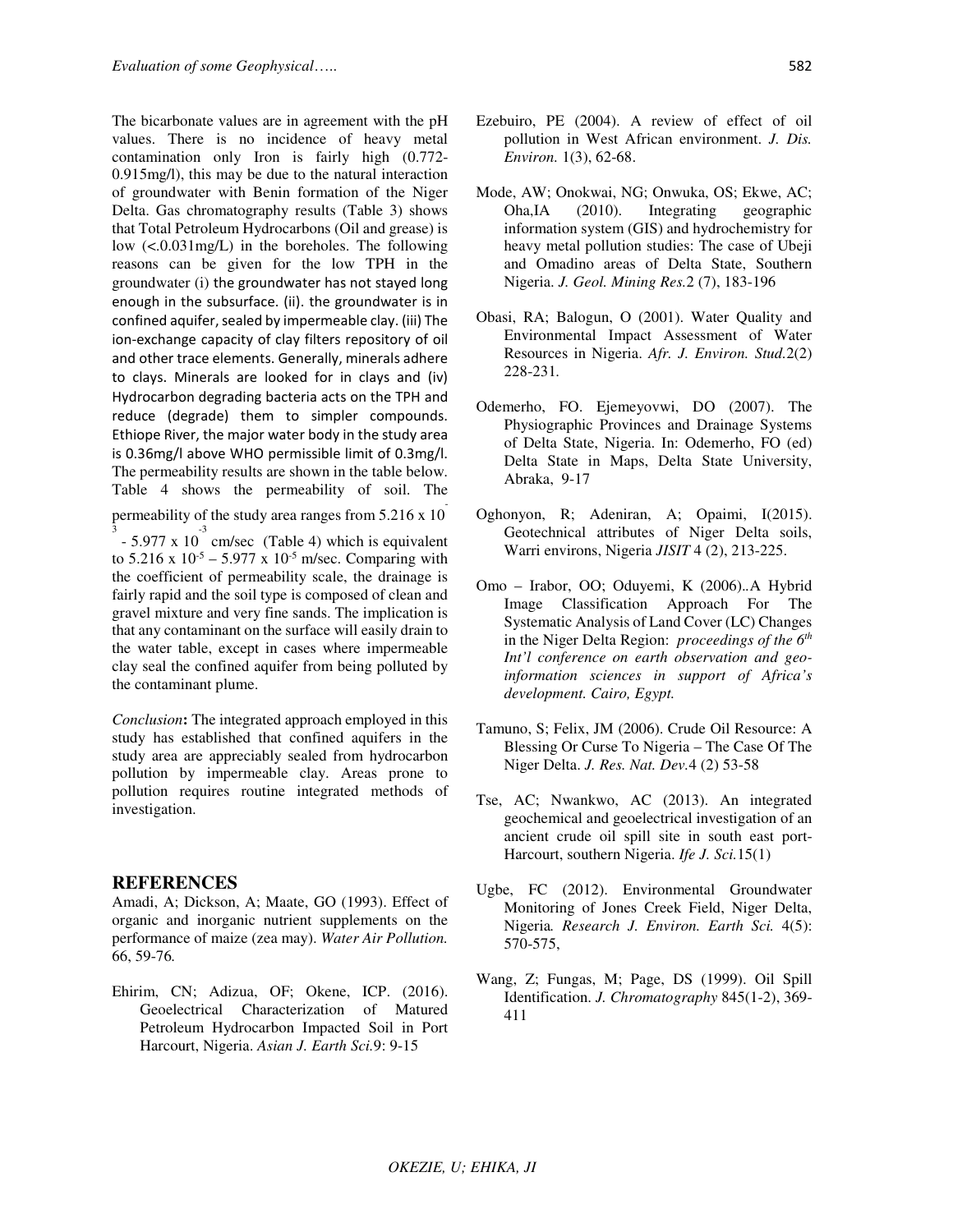The bicarbonate values are in agreement with the pH values. There is no incidence of heavy metal contamination only Iron is fairly high (0.772-0.915mg/l), this may be due to the natural interaction of groundwater with Benin formation of the Niger Delta. Gas chromatography results (Table 3) shows that Total Petroleum Hydrocarbons (Oil and grease) is low (<.0.031mg/L) in the boreholes. The following reasons can be given for the low TPH in the groundwater (i) the groundwater has not stayed long enough in the subsurface. (ii). the groundwater is in confined aquifer, sealed by impermeable clay. (iii) The ion-exchange capacity of clay filters repository of oil and other trace elements. Generally, minerals adhere to clays. Minerals are looked for in clays and (iv) Hydrocarbon degrading bacteria acts on the TPH and reduce (degrade) them to simpler compounds. Ethiope River, the major water body in the study area is 0.36mg/l above WHO permissible limit of 0.3mg/l. The permeability results are shown in the table below. Table 4 shows the permeability of soil. The permeability of the study area ranges from $5.216 \times 10^{-3}$ - $5.977 \times 10^{-3}$ cm/sec (Table 4) which is equivalent to $5.216 \times 10^{-5} - 5.977 \times 10^{-5}$ m/sec. Comparing with the coefficient of permeability scale, the drainage is fairly rapid and the soil type is composed of clean and gravel mixture and very fine sands. The implication is that any contaminant on the surface will easily drain to the water table, except in cases where impermeable clay seal the confined aquifer from being polluted by the contaminant plume.

*Conclusion*: The integrated approach employed in this study has established that confined aquifers in the study area are appreciably sealed from hydrocarbon pollution by impermeable clay. Areas prone to pollution requires routine integrated methods of investigation.

## REFERENCES

Amadi, A; Dickson, A; Maate, GO (1993). Effect of organic and inorganic nutrient supplements on the performance of maize (zea may). *Water Air Pollution.* 66, 59-76*.*

Ehirim, CN; Adizua, OF; Okene, ICP. (2016). Geoelectrical Characterization of Matured Petroleum Hydrocarbon Impacted Soil in Port Harcourt, Nigeria. *Asian J. Earth Sci.*9: 9-15

Ezebuiro, PE (2004). A review of effect of oil pollution in West African environment. *J. Dis. Environ.* 1(3), 62-68.

Mode, AW; Onokwai, NG; Onwuka, OS; Ekwe, AC; Oha,IA (2010). Integrating geographic information system (GIS) and hydrochemistry for heavy metal pollution studies: The case of Ubeji and Omadino areas of Delta State, Southern Nigeria. *J. Geol. Mining Res.*2 (7), 183-196

Obasi, RA; Balogun, O (2001). Water Quality and Environmental Impact Assessment of Water Resources in Nigeria. *Afr. J. Environ. Stud.*2(2) 228-231*.*

Odemerho, FO. Ejemeyovwi, DO (2007). The Physiographic Provinces and Drainage Systems of Delta State, Nigeria. In: Odemerho, FO (ed) Delta State in Maps, Delta State University, Abraka, 9-17

Oghonyon, R; Adeniran, A; Opaimi, I(2015). Geotechnical attributes of Niger Delta soils, Warri environs, Nigeria *JISIT* 4 (2), 213-225.

Omo – Irabor, OO; Oduyemi, K (2006)..A Hybrid Image Classification Approach For The Systematic Analysis of Land Cover (LC) Changes in the Niger Delta Region: *proceedings of the 6th Int'l conference on earth observation and geo-information sciences in support of Africa's development. Cairo, Egypt.*

Tamuno, S; Felix, JM (2006). Crude Oil Resource: A Blessing Or Curse To Nigeria – The Case Of The Niger Delta. *J. Res. Nat. Dev.*4 (2) 53-58

Tse, AC; Nwankwo, AC (2013). An integrated geochemical and geoelectrical investigation of an ancient crude oil spill site in south east port-Harcourt, southern Nigeria. *Ife J. Sci.*15(1)

Ugbe, FC (2012). Environmental Groundwater Monitoring of Jones Creek Field, Niger Delta, Nigeria*. Research J. Environ. Earth Sci.* 4(5): 570-575,

Wang, Z; Fungas, M; Page, DS (1999). Oil Spill Identification. *J. Chromatography* 845(1-2), 369-411